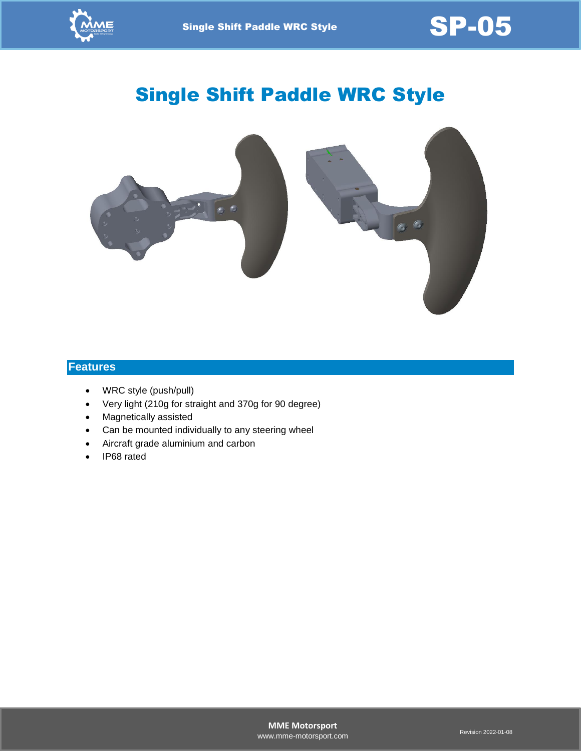# Single Shift Paddle WRC Style

## Features

- WRC style (push/pull)
- Very light (210g for straight and 370g for 90 degree)
- Magnetically assisted
- Can be mounted individually to any steering wheel
- Aircraft grade aluminium and carbon
- IP68 rated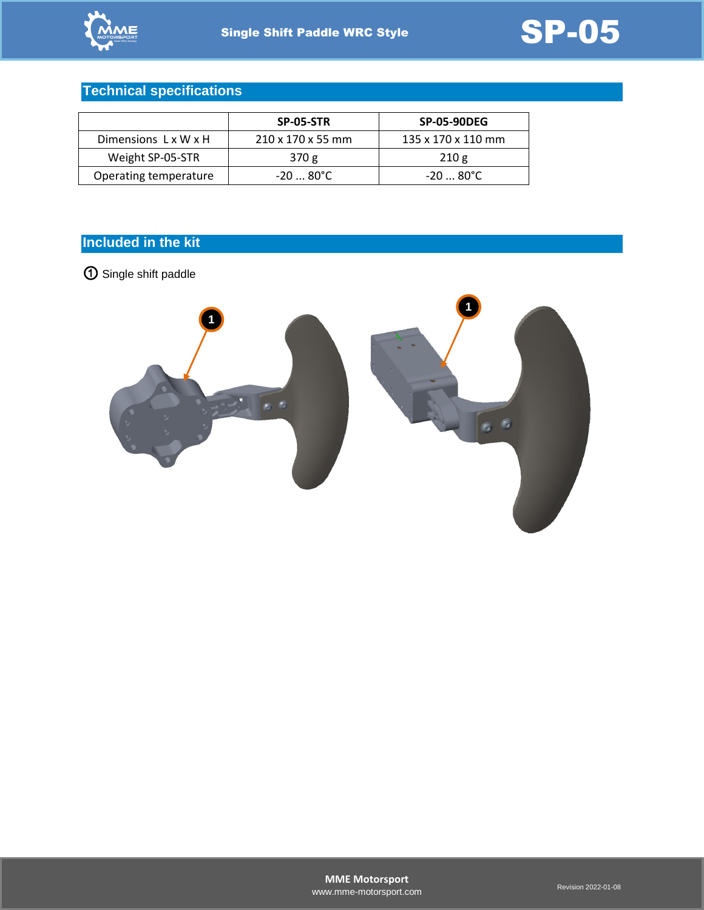## Technical specifications

| | SP-05-STR | SP-05-90DEG |
|---|---|---|
| Dimensions L x W x H | 210 x 170 x 55 mm | 135 x 170 x 110 mm |
| Weight SP-05-STR | 370 g | 210 g |
| Operating temperature | -20 ... 80°C | -20 ... 80°C |

## Included in the kit

① Single shift paddle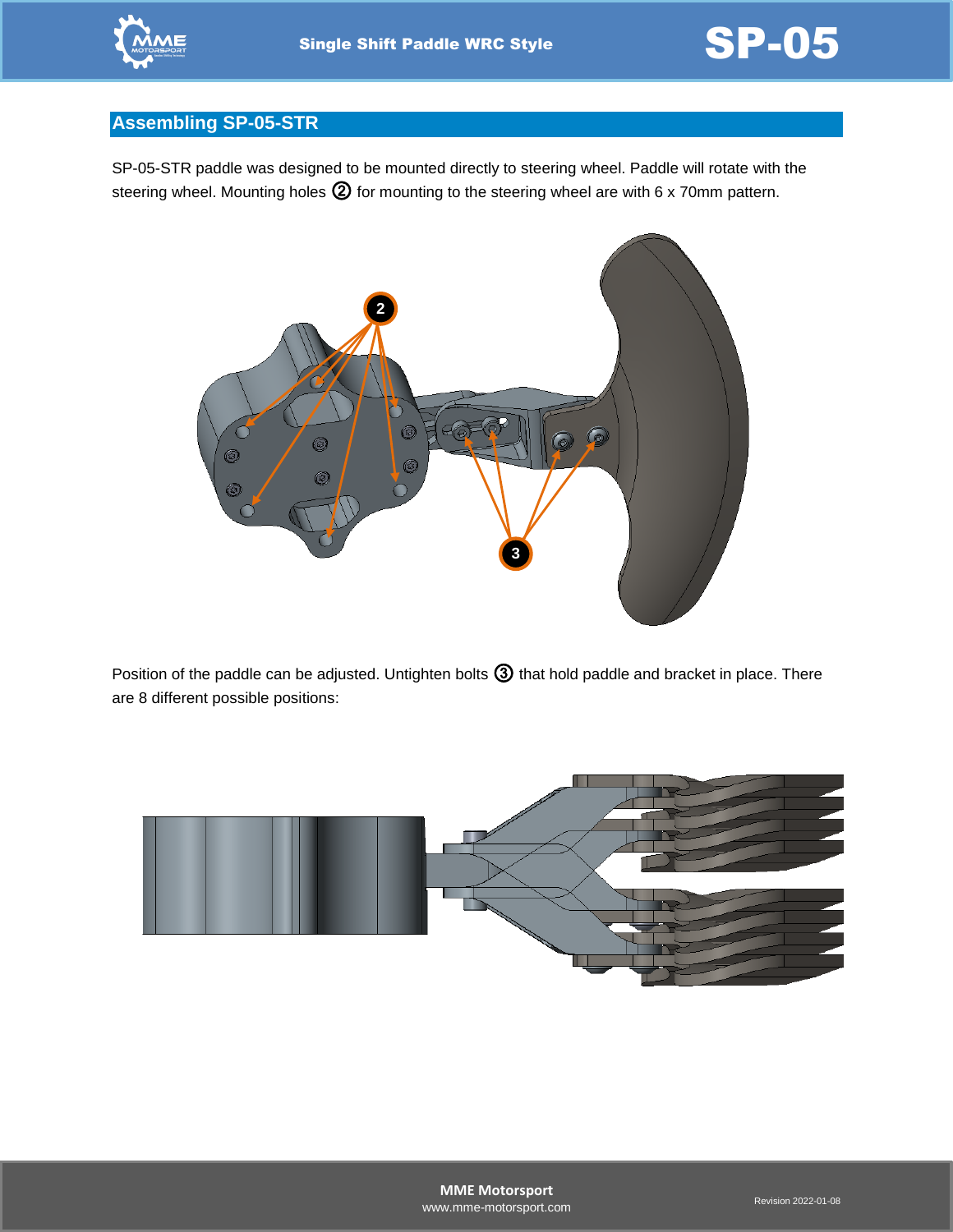## Assembling SP-05-STR

SP-05-STR paddle was designed to be mounted directly to steering wheel. Paddle will rotate with the steering wheel. Mounting holes ② for mounting to the steering wheel are with 6 x 70mm pattern.

Position of the paddle can be adjusted. Untighten bolts ③ that hold paddle and bracket in place. There are 8 different possible positions: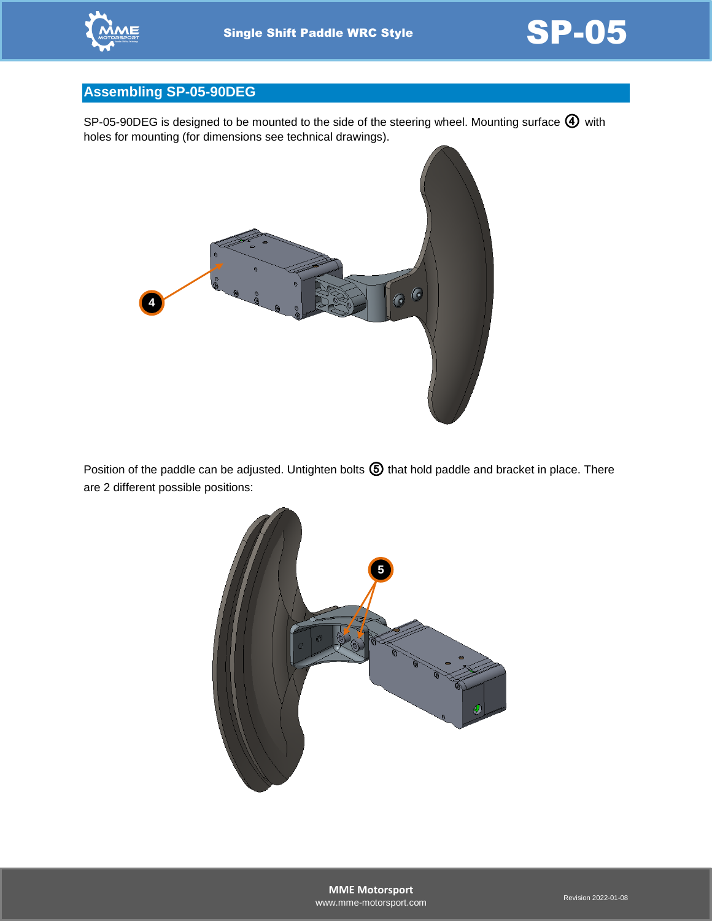## Assembling SP-05-90DEG

SP-05-90DEG is designed to be mounted to the side of the steering wheel. Mounting surface ④ with holes for mounting (for dimensions see technical drawings).

Position of the paddle can be adjusted. Untighten bolts ⑤ that hold paddle and bracket in place. There are 2 different possible positions: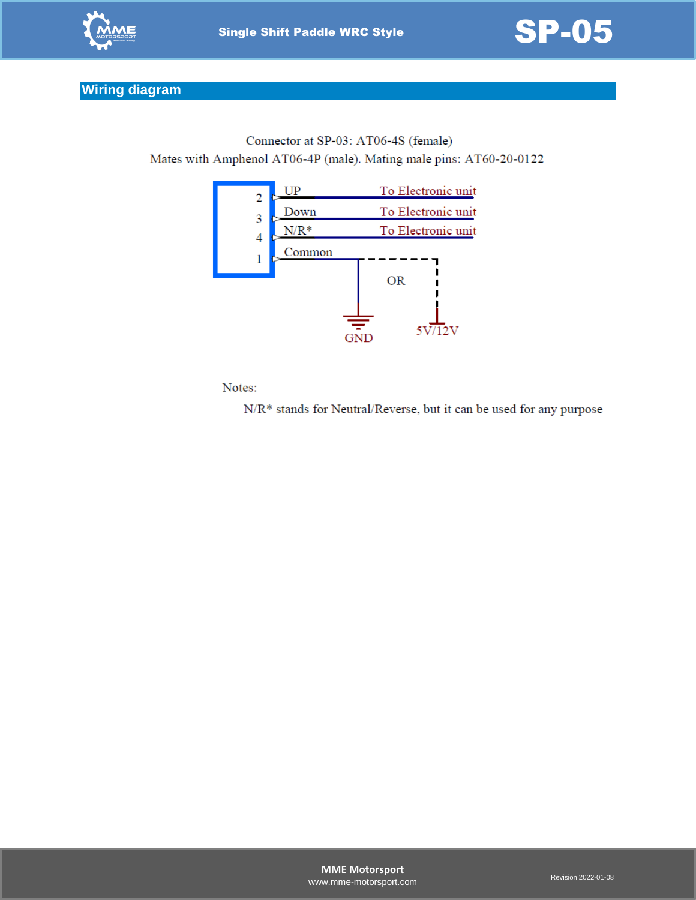## Wiring diagram

Connector at SP-03: AT06-4S (female)

Mates with Amphenol AT06-4P (male). Mating male pins: AT60-20-0122

| Pin | Signal | Connection |
|---|---|---|
| 2 | UP | To Electronic unit |
| 3 | Down | To Electronic unit |
| 4 | N/R* | To Electronic unit |
| 1 | Common | GND OR 5V/12V |

Notes:

N/R* stands for Neutral/Reverse, but it can be used for any purpose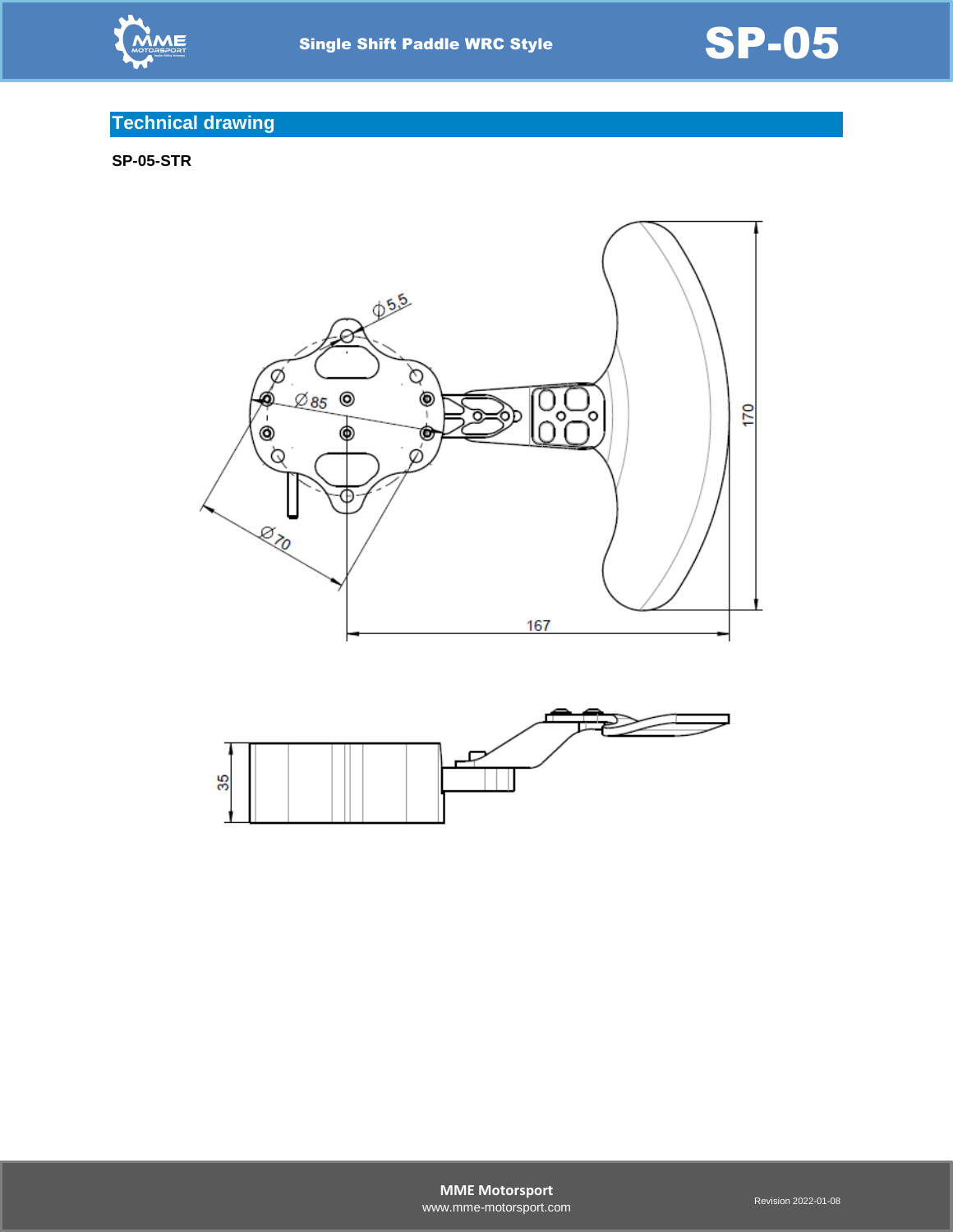## Technical drawing

**SP-05-STR**

Ø5,5

Ø85

Ø70

170

167

35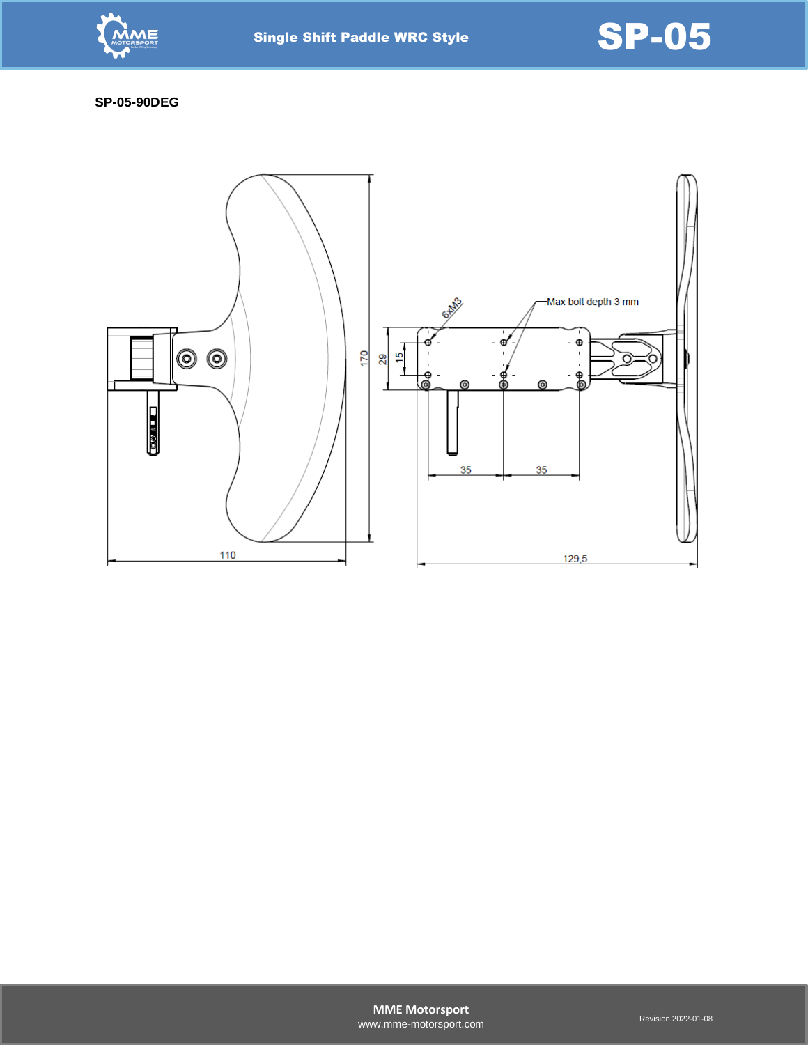SP-05-90DEG

6xM3

Max bolt depth 3 mm

170

29

15

35

35

110

129,5